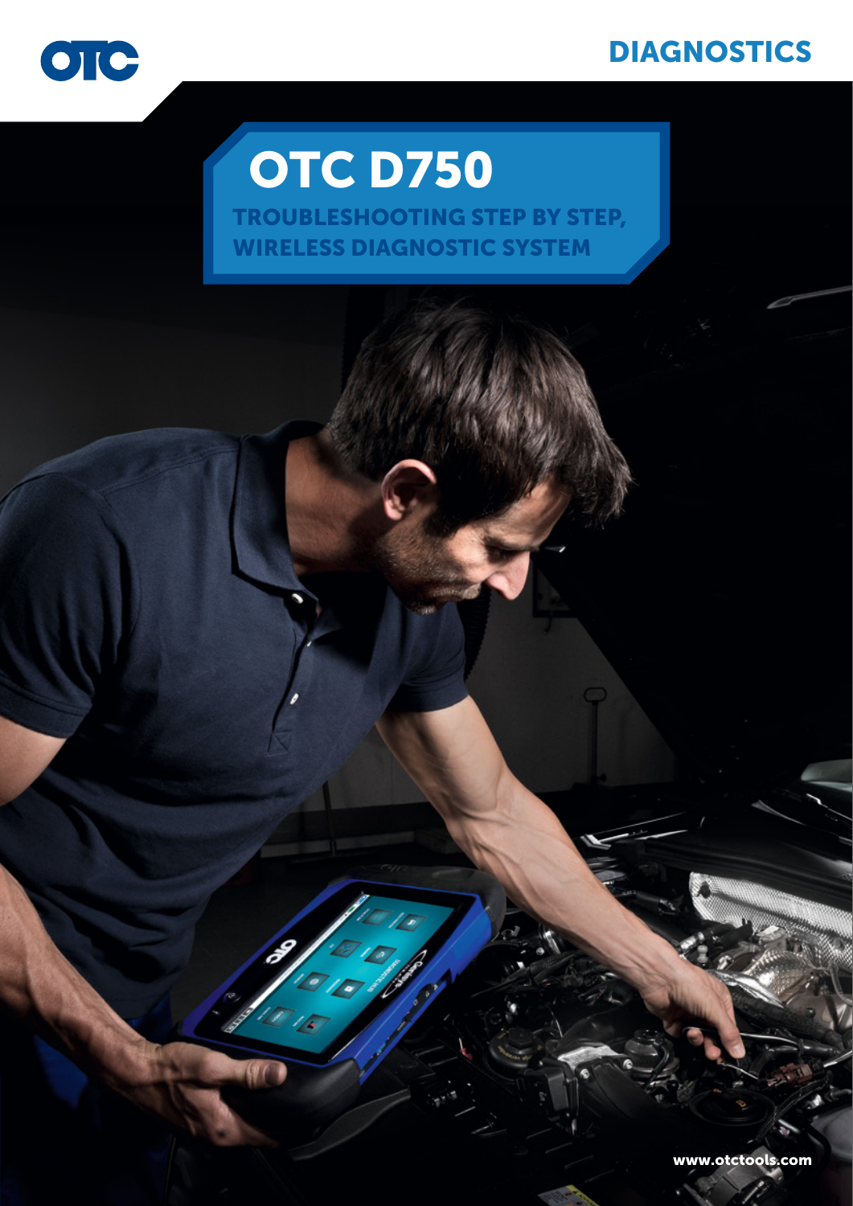OTC

DIAGNOSTICS

# OTC D750

## TROUBLESHOOTING STEP BY STEP, WIRELESS DIAGNOSTIC SYSTEM

www.otctools.com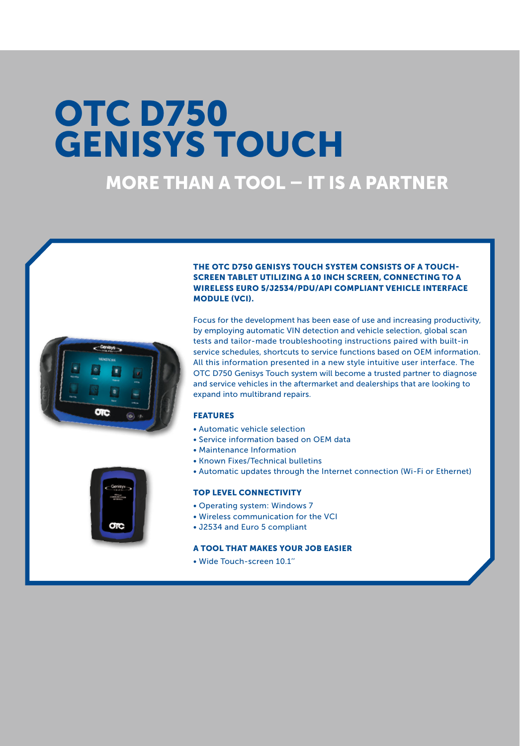# OTC D750 GENISYS TOUCH

## MORE THAN A TOOL – IT IS A PARTNER

**THE OTC D750 GENISYS TOUCH SYSTEM CONSISTS OF A TOUCH-SCREEN TABLET UTILIZING A 10 INCH SCREEN, CONNECTING TO A WIRELESS EURO 5/J2534/PDU/API COMPLIANT VEHICLE INTERFACE MODULE (VCI).**

Focus for the development has been ease of use and increasing productivity, by employing automatic VIN detection and vehicle selection, global scan tests and tailor-made troubleshooting instructions paired with built-in service schedules, shortcuts to service functions based on OEM information. All this information presented in a new style intuitive user interface. The OTC D750 Genisys Touch system will become a trusted partner to diagnose and service vehicles in the aftermarket and dealerships that are looking to expand into multibrand repairs.

### FEATURES

- Automatic vehicle selection
- Service information based on OEM data
- Maintenance Information
- Known Fixes/Technical bulletins
- Automatic updates through the Internet connection (Wi-Fi or Ethernet)

### TOP LEVEL CONNECTIVITY

- Operating system: Windows 7
- Wireless communication for the VCI
- J2534 and Euro 5 compliant

### A TOOL THAT MAKES YOUR JOB EASIER

- Wide Touch-screen 10.1''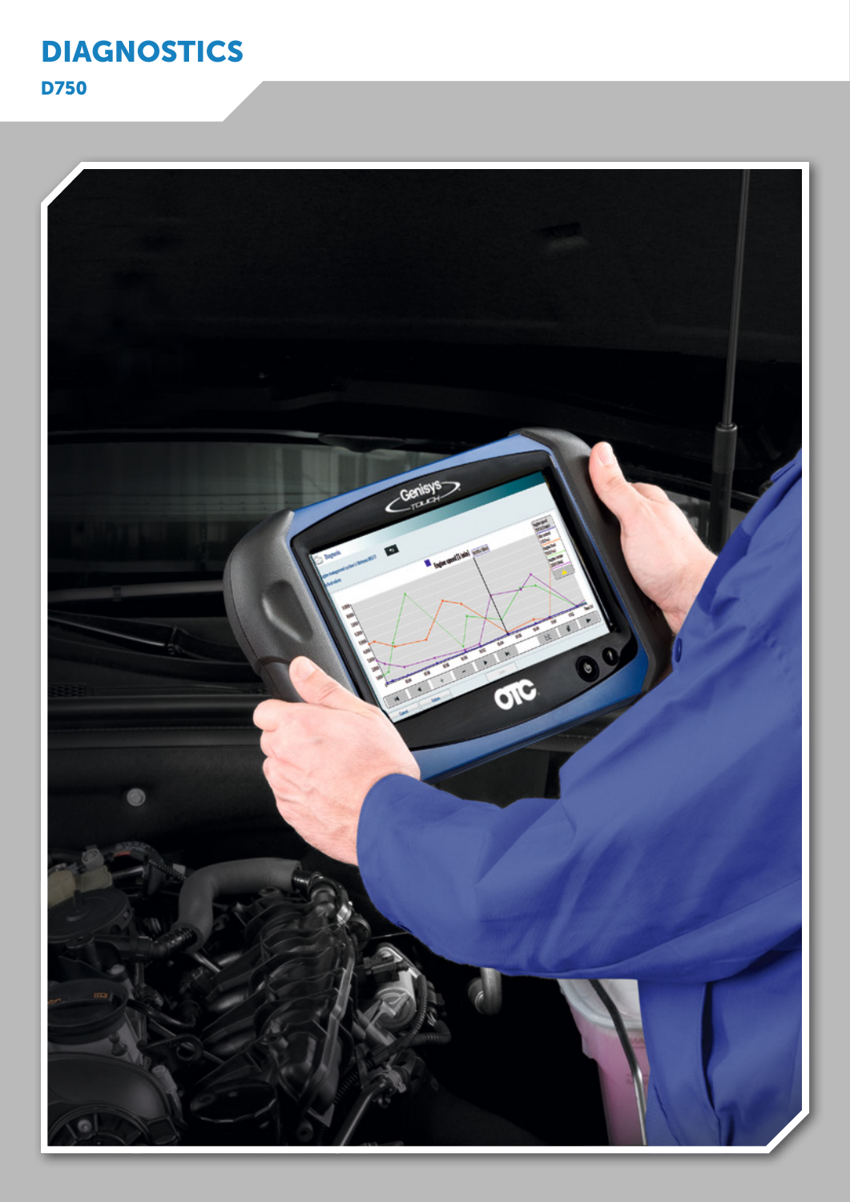# DIAGNOSTICS

## D750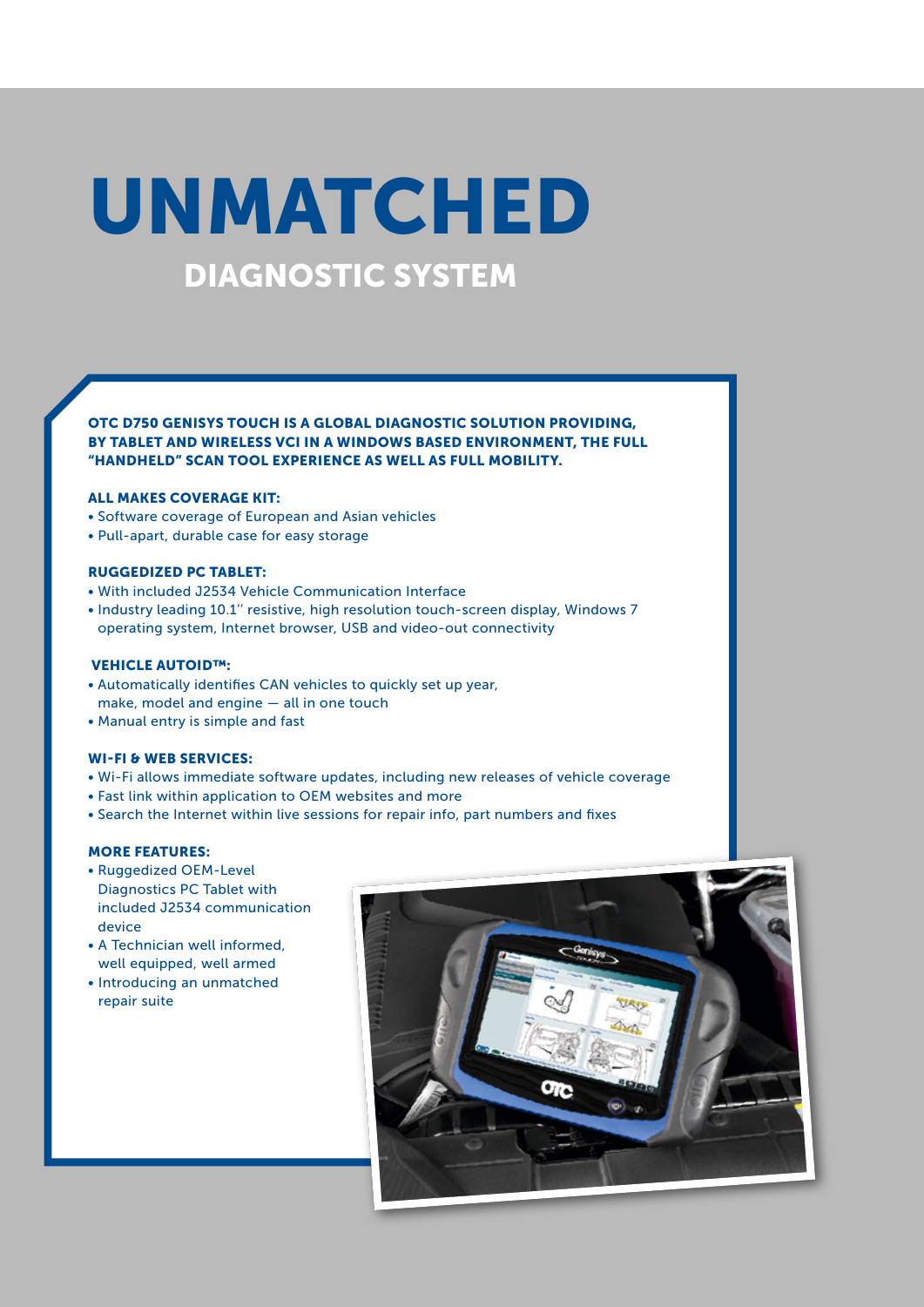# UNMATCHED

## DIAGNOSTIC SYSTEM

**OTC D750 GENISYS TOUCH IS A GLOBAL DIAGNOSTIC SOLUTION PROVIDING, BY TABLET AND WIRELESS VCI IN A WINDOWS BASED ENVIRONMENT, THE FULL "HANDHELD" SCAN TOOL EXPERIENCE AS WELL AS FULL MOBILITY.**

### ALL MAKES COVERAGE KIT:

- Software coverage of European and Asian vehicles
- Pull-apart, durable case for easy storage

### RUGGEDIZED PC TABLET:

- With included J2534 Vehicle Communication Interface
- Industry leading 10.1'' resistive, high resolution touch-screen display, Windows 7 operating system, Internet browser, USB and video-out connectivity

### VEHICLE AUTOID™:

- Automatically identifies CAN vehicles to quickly set up year, make, model and engine — all in one touch
- Manual entry is simple and fast

### WI-FI & WEB SERVICES:

- Wi-Fi allows immediate software updates, including new releases of vehicle coverage
- Fast link within application to OEM websites and more
- Search the Internet within live sessions for repair info, part numbers and fixes

### MORE FEATURES:

- Ruggedized OEM-Level Diagnostics PC Tablet with included J2534 communication device
- A Technician well informed, well equipped, well armed
- Introducing an unmatched repair suite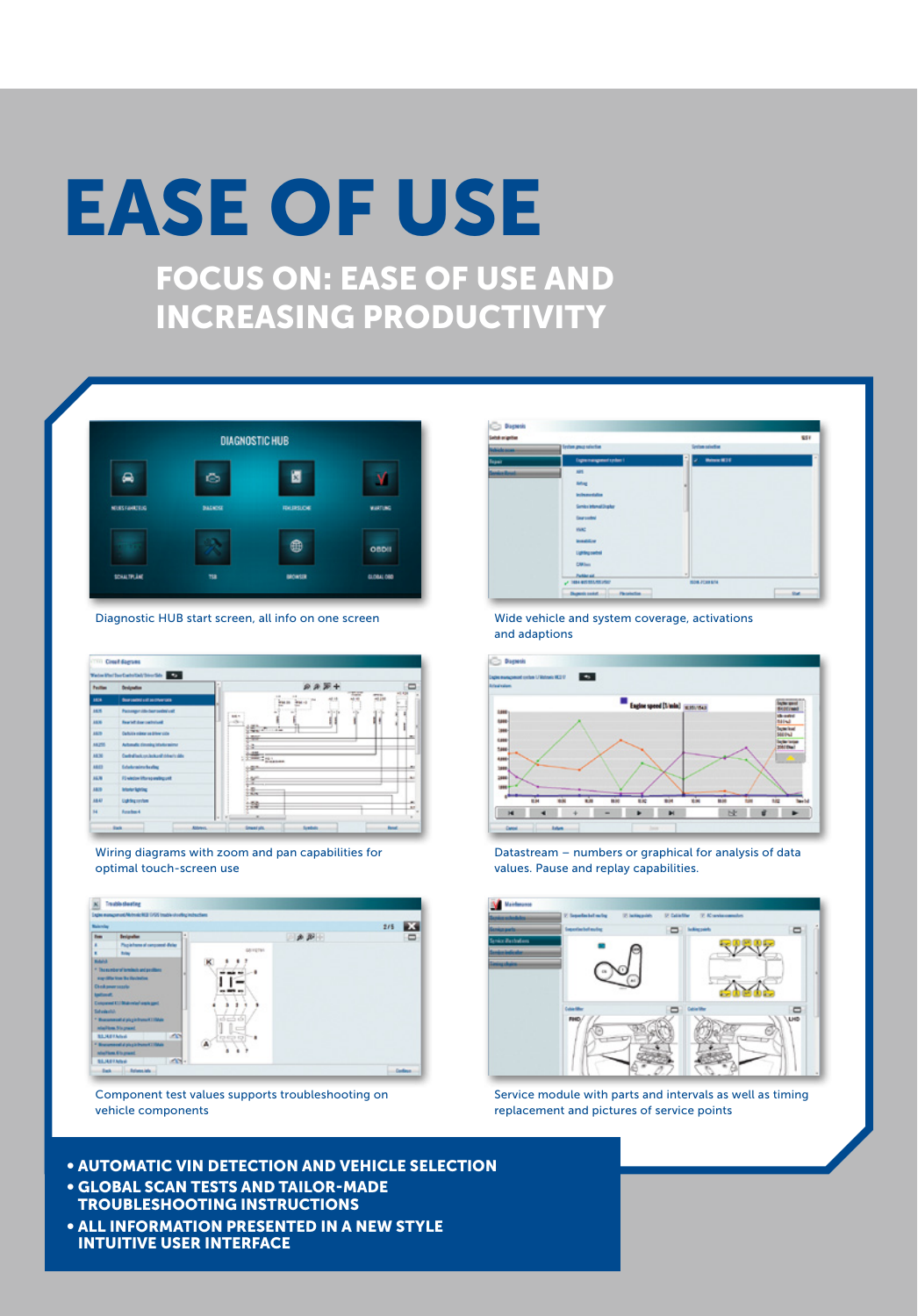# EASE OF USE

## FOCUS ON: EASE OF USE AND INCREASING PRODUCTIVITY

Diagnostic HUB start screen, all info on one screen

Wide vehicle and system coverage, activations and adaptions

Wiring diagrams with zoom and pan capabilities for optimal touch-screen use

Datastream – numbers or graphical for analysis of data values. Pause and replay capabilities.

Component test values supports troubleshooting on vehicle components

Service module with parts and intervals as well as timing replacement and pictures of service points

- **AUTOMATIC VIN DETECTION AND VEHICLE SELECTION**
- **GLOBAL SCAN TESTS AND TAILOR-MADE TROUBLESHOOTING INSTRUCTIONS**
- **ALL INFORMATION PRESENTED IN A NEW STYLE INTUITIVE USER INTERFACE**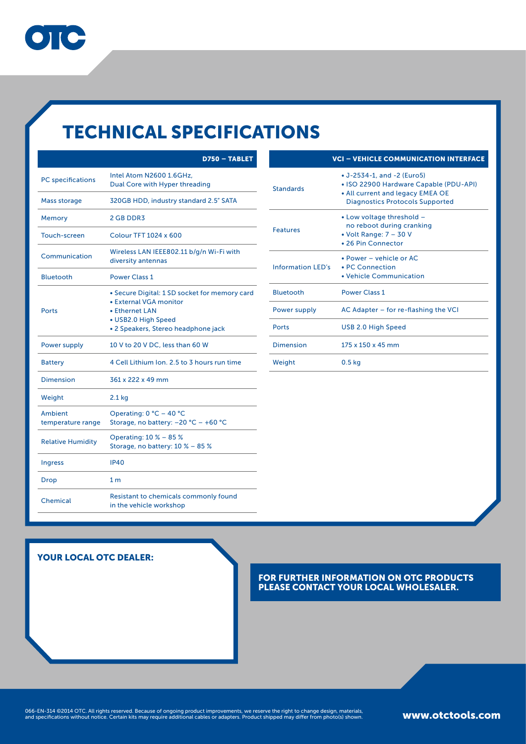# TECHNICAL SPECIFICATIONS

| | D750 – TABLET |
|---|---|
| PC specifications | Intel Atom N2600 1.6GHz, Dual Core with Hyper threading |
| Mass storage | 320GB HDD, industry standard 2.5" SATA |
| Memory | 2 GB DDR3 |
| Touch-screen | Colour TFT 1024 x 600 |
| Communication | Wireless LAN IEEE802.11 b/g/n Wi-Fi with diversity antennas |
| Bluetooth | Power Class 1 |
| Ports | • Secure Digital: 1 SD socket for memory card<br>• External VGA monitor<br>• Ethernet LAN<br>• USB2.0 High Speed<br>• 2 Speakers, Stereo headphone jack |
| Power supply | 10 V to 20 V DC, less than 60 W |
| Battery | 4 Cell Lithium Ion. 2.5 to 3 hours run time |
| Dimension | 361 x 222 x 49 mm |
| Weight | 2.1 kg |
| Ambient temperature range | Operating: 0 °C – 40 °C<br>Storage, no battery: –20 °C – +60 °C |
| Relative Humidity | Operating: 10 % – 85 %<br>Storage, no battery: 10 % – 85 % |
| Ingress | IP40 |
| Drop | 1 m |
| Chemical | Resistant to chemicals commonly found in the vehicle workshop |

| | VCI – VEHICLE COMMUNICATION INTERFACE |
|---|---|
| Standards | • J-2534-1, and -2 (Euro5)<br>• ISO 22900 Hardware Capable (PDU-API)<br>• All current and legacy EMEA OE Diagnostics Protocols Supported |
| Features | • Low voltage threshold – no reboot during cranking<br>• Volt Range: 7 – 30 V<br>• 26 Pin Connector |
| Information LED's | • Power – vehicle or AC<br>• PC Connection<br>• Vehicle Communication |
| Bluetooth | Power Class 1 |
| Power supply | AC Adapter – for re-flashing the VCI |
| Ports | USB 2.0 High Speed |
| Dimension | 175 x 150 x 45 mm |
| Weight | 0.5 kg |

**YOUR LOCAL OTC DEALER:**

**FOR FURTHER INFORMATION ON OTC PRODUCTS PLEASE CONTACT YOUR LOCAL WHOLESALER.**

066-EN-314 ©2014 OTC. All rights reserved. Because of ongoing product improvements, we reserve the right to change design, materials, and specifications without notice. Certain kits may require additional cables or adapters. Product shipped may differ from photo(s) shown.

**www.otctools.com**